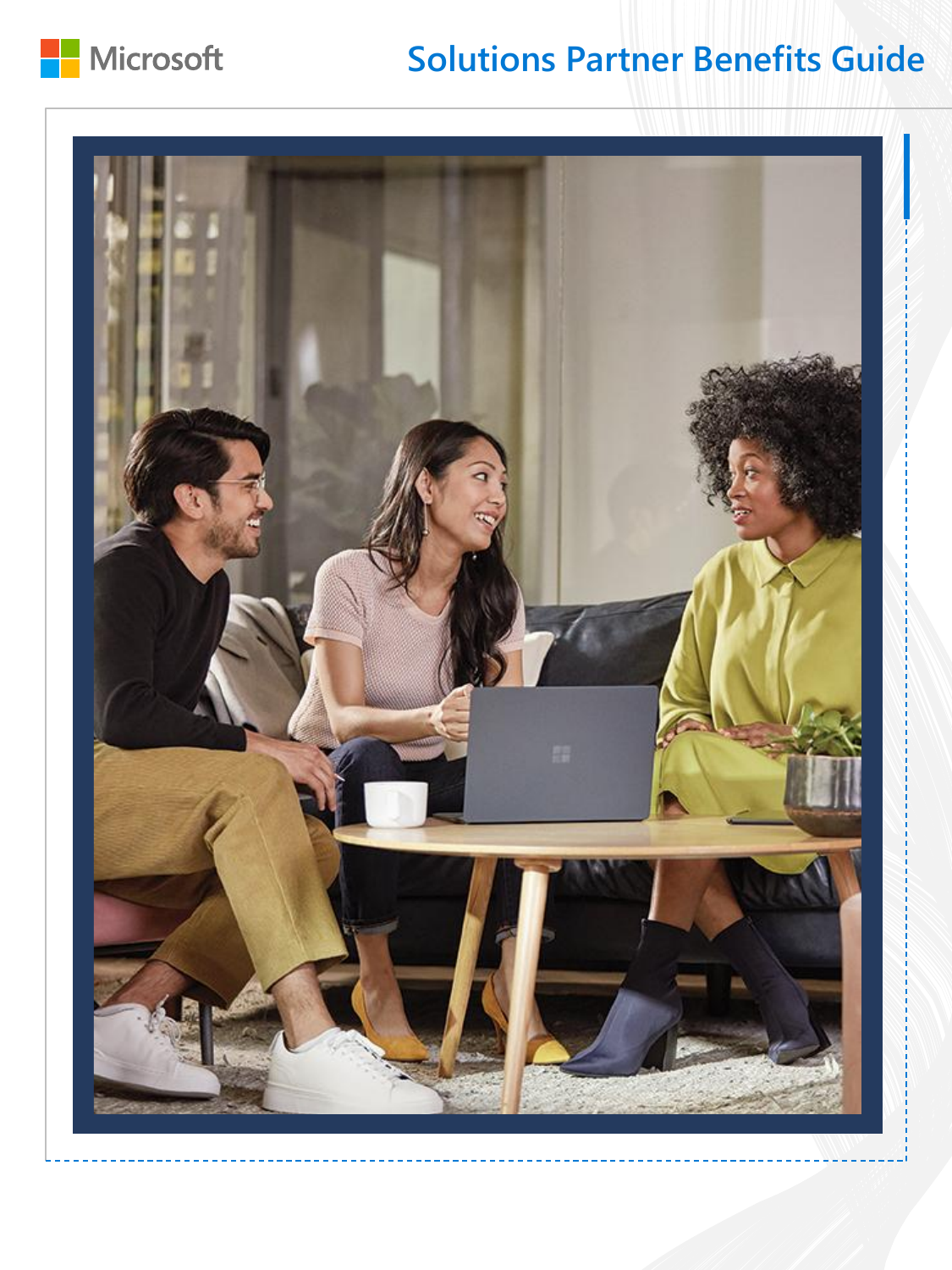Microsoft

# Solutions Partner Benefits Guide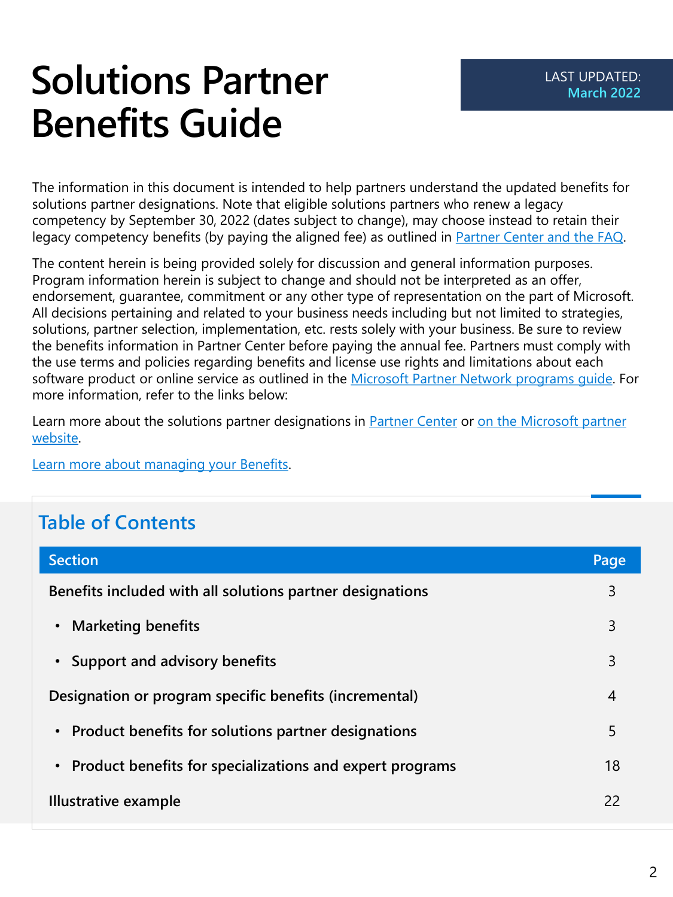# Solutions Partner Benefits Guide

LAST UPDATED: **March 2022**

The information in this document is intended to help partners understand the updated benefits for solutions partner designations. Note that eligible solutions partners who renew a legacy competency by September 30, 2022 (dates subject to change), may choose instead to retain their legacy competency benefits (by paying the aligned fee) as outlined in [Partner Center and the FAQ](#).

The content herein is being provided solely for discussion and general information purposes. Program information herein is subject to change and should not be interpreted as an offer, endorsement, guarantee, commitment or any other type of representation on the part of Microsoft. All decisions pertaining and related to your business needs including but not limited to strategies, solutions, partner selection, implementation, etc. rests solely with your business. Be sure to review the benefits information in Partner Center before paying the annual fee. Partners must comply with the use terms and policies regarding benefits and license use rights and limitations about each software product or online service as outlined in the [Microsoft Partner Network programs guide](#). For more information, refer to the links below:

Learn more about the solutions partner designations in [Partner Center](#) or [on the Microsoft partner website](#).

[Learn more about managing your Benefits](#).

## Table of Contents

| Section | Page |
|---|---|
| **Benefits included with all solutions partner designations** | 3 |
| • **Marketing benefits** | 3 |
| • **Support and advisory benefits** | 3 |
| **Designation or program specific benefits (incremental)** | 4 |
| • **Product benefits for solutions partner designations** | 5 |
| • **Product benefits for specializations and expert programs** | 18 |
| **Illustrative example** | 22 |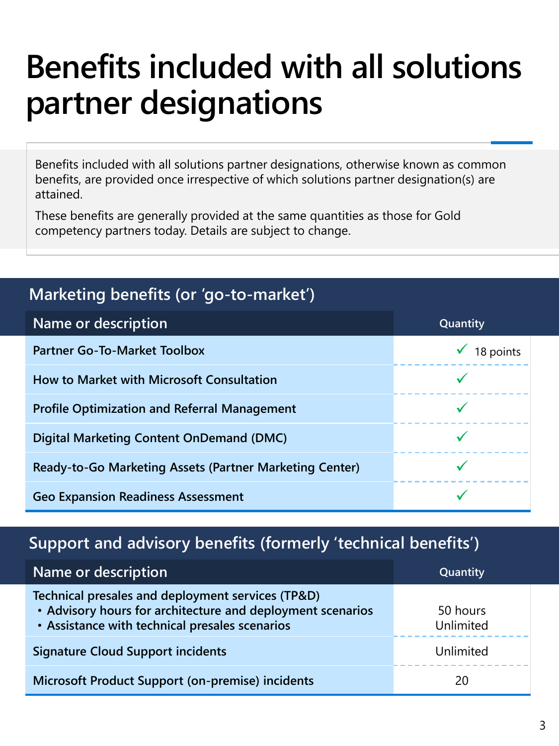# Benefits included with all solutions partner designations

Benefits included with all solutions partner designations, otherwise known as common benefits, are provided once irrespective of which solutions partner designation(s) are attained.

These benefits are generally provided at the same quantities as those for Gold competency partners today. Details are subject to change.

## Marketing benefits (or 'go-to-market')

| Name or description | Quantity |
|---|---|
| **Partner Go-To-Market Toolbox** | ✓ 18 points |
| **How to Market with Microsoft Consultation** | ✓ |
| **Profile Optimization and Referral Management** | ✓ |
| **Digital Marketing Content OnDemand (DMC)** | ✓ |
| **Ready-to-Go Marketing Assets (Partner Marketing Center)** | ✓ |
| **Geo Expansion Readiness Assessment** | ✓ |

## Support and advisory benefits (formerly 'technical benefits')

| Name or description | Quantity |
|---|---|
| **Technical presales and deployment services (TP&D)**<br>• **Advisory hours for architecture and deployment scenarios**<br>• **Assistance with technical presales scenarios** | <br>50 hours<br>Unlimited |
| **Signature Cloud Support incidents** | Unlimited |
| **Microsoft Product Support (on-premise) incidents** | 20 |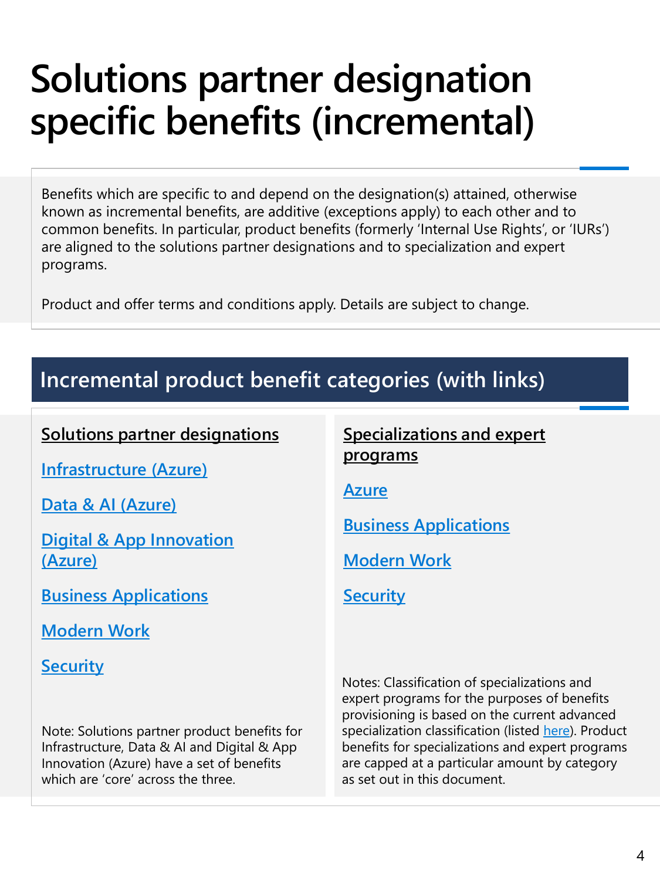# Solutions partner designation specific benefits (incremental)

Benefits which are specific to and depend on the designation(s) attained, otherwise known as incremental benefits, are additive (exceptions apply) to each other and to common benefits. In particular, product benefits (formerly 'Internal Use Rights', or 'IURs') are aligned to the solutions partner designations and to specialization and expert programs.

Product and offer terms and conditions apply. Details are subject to change.

## Incremental product benefit categories (with links)

**Solutions partner designations**

- Infrastructure (Azure)
- Data & AI (Azure)
- Digital & App Innovation (Azure)
- Business Applications
- Modern Work
- Security

Note: Solutions partner product benefits for Infrastructure, Data & AI and Digital & App Innovation (Azure) have a set of benefits which are 'core' across the three.

**Specializations and expert programs**

- Azure
- Business Applications
- Modern Work
- Security

Notes: Classification of specializations and expert programs for the purposes of benefits provisioning is based on the current advanced specialization classification (listed here). Product benefits for specializations and expert programs are capped at a particular amount by category as set out in this document.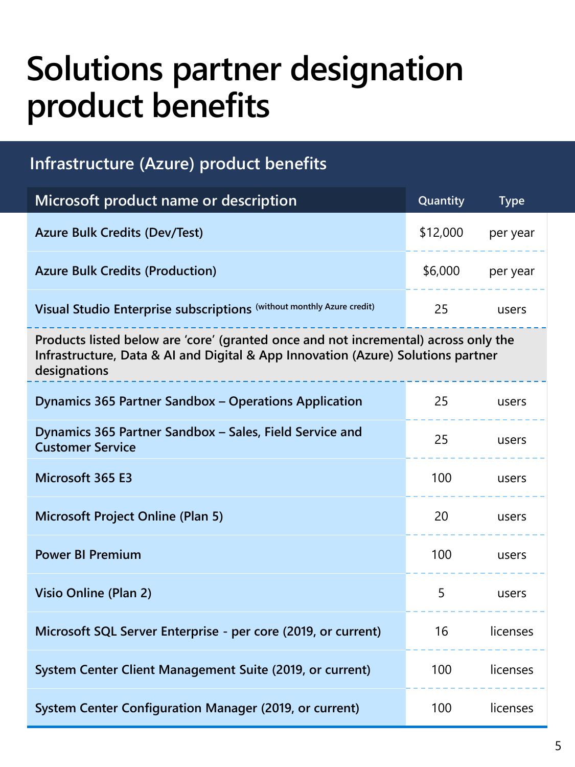# Solutions partner designation product benefits

## Infrastructure (Azure) product benefits

| Microsoft product name or description | Quantity | Type |
|---|---|---|
| Azure Bulk Credits (Dev/Test) | $12,000 | per year |
| Azure Bulk Credits (Production) | $6,000 | per year |
| Visual Studio Enterprise subscriptions (without monthly Azure credit) | 25 | users |
| **Products listed below are 'core' (granted once and not incremental) across only the Infrastructure, Data & AI and Digital & App Innovation (Azure) Solutions partner designations** | | |
| Dynamics 365 Partner Sandbox – Operations Application | 25 | users |
| Dynamics 365 Partner Sandbox – Sales, Field Service and Customer Service | 25 | users |
| Microsoft 365 E3 | 100 | users |
| Microsoft Project Online (Plan 5) | 20 | users |
| Power BI Premium | 100 | users |
| Visio Online (Plan 2) | 5 | users |
| Microsoft SQL Server Enterprise - per core (2019, or current) | 16 | licenses |
| System Center Client Management Suite (2019, or current) | 100 | licenses |
| System Center Configuration Manager (2019, or current) | 100 | licenses |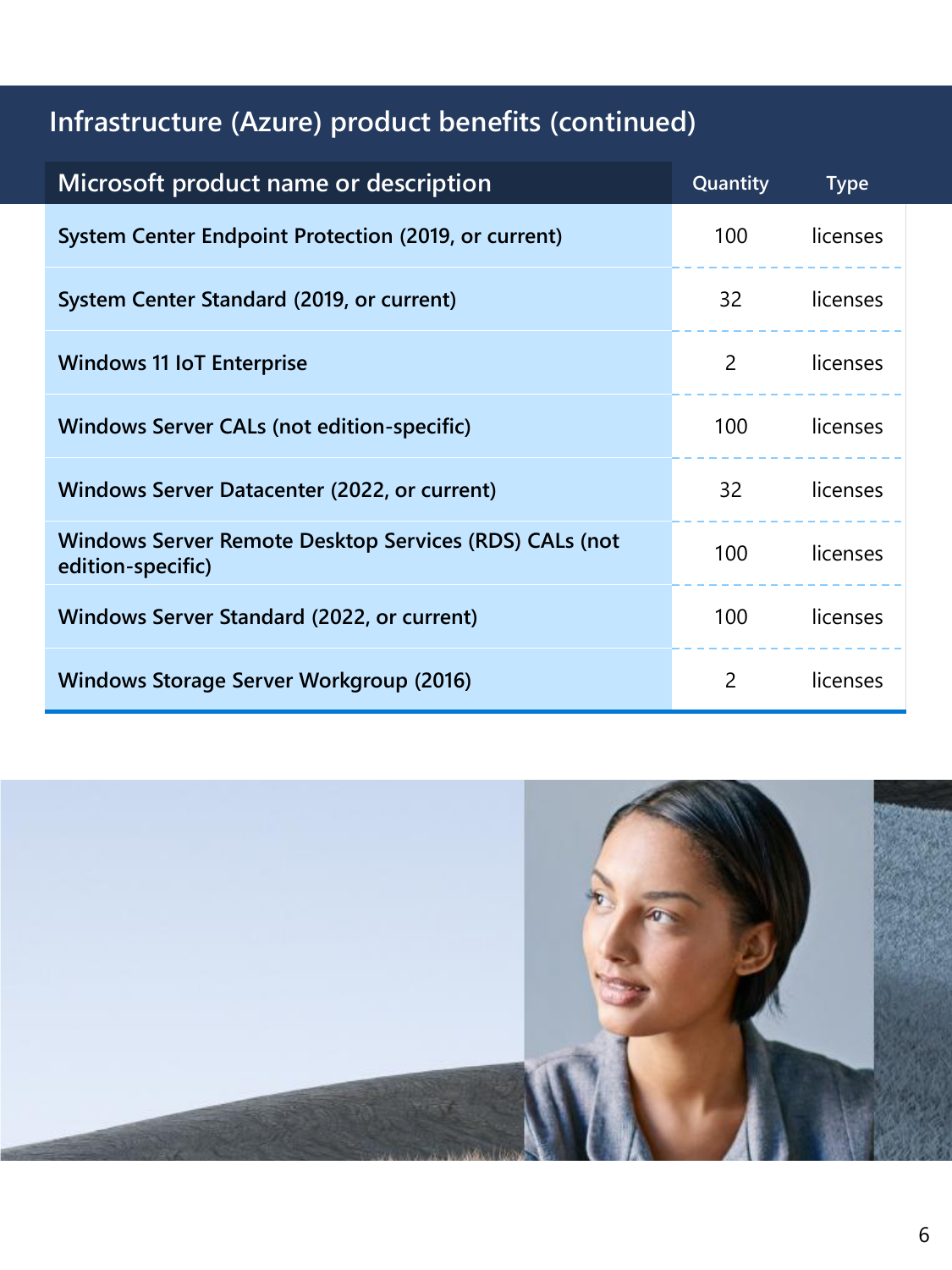## Infrastructure (Azure) product benefits (continued)

| Microsoft product name or description | Quantity | Type |
|---|---|---|
| System Center Endpoint Protection (2019, or current) | 100 | licenses |
| System Center Standard (2019, or current) | 32 | licenses |
| Windows 11 IoT Enterprise | 2 | licenses |
| Windows Server CALs (not edition-specific) | 100 | licenses |
| Windows Server Datacenter (2022, or current) | 32 | licenses |
| Windows Server Remote Desktop Services (RDS) CALs (not edition-specific) | 100 | licenses |
| Windows Server Standard (2022, or current) | 100 | licenses |
| Windows Storage Server Workgroup (2016) | 2 | licenses |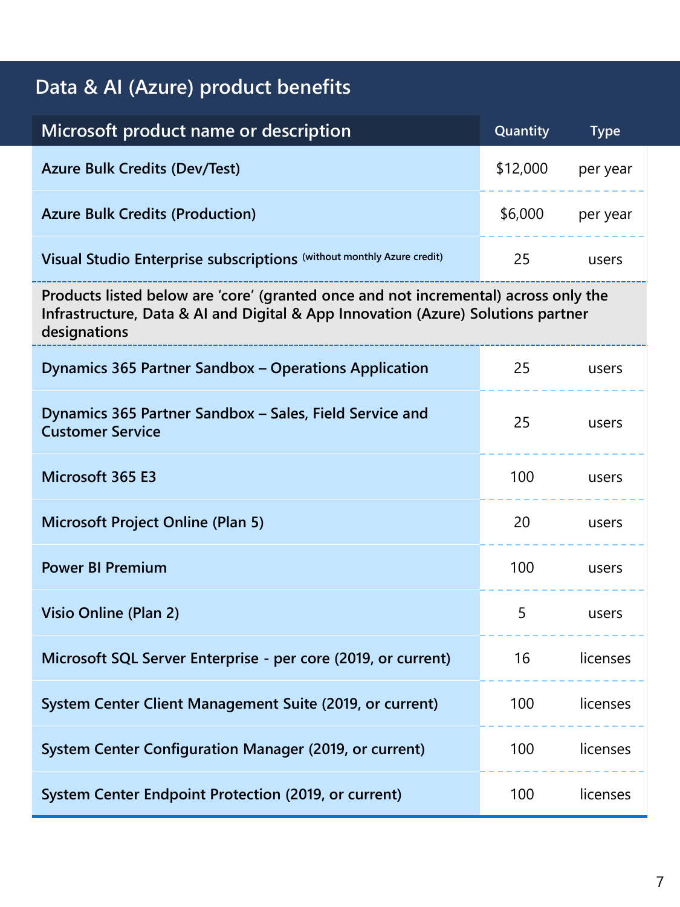## Data & AI (Azure) product benefits

| Microsoft product name or description | Quantity | Type |
|---|---|---|
| **Azure Bulk Credits (Dev/Test)** | $12,000 | per year |
| **Azure Bulk Credits (Production)** | $6,000 | per year |
| **Visual Studio Enterprise subscriptions** (without monthly Azure credit) | 25 | users |
| **Products listed below are 'core' (granted once and not incremental) across only the Infrastructure, Data & AI and Digital & App Innovation (Azure) Solutions partner designations** | | |
| **Dynamics 365 Partner Sandbox – Operations Application** | 25 | users |
| **Dynamics 365 Partner Sandbox – Sales, Field Service and Customer Service** | 25 | users |
| **Microsoft 365 E3** | 100 | users |
| **Microsoft Project Online (Plan 5)** | 20 | users |
| **Power BI Premium** | 100 | users |
| **Visio Online (Plan 2)** | 5 | users |
| **Microsoft SQL Server Enterprise - per core (2019, or current)** | 16 | licenses |
| **System Center Client Management Suite (2019, or current)** | 100 | licenses |
| **System Center Configuration Manager (2019, or current)** | 100 | licenses |
| **System Center Endpoint Protection (2019, or current)** | 100 | licenses |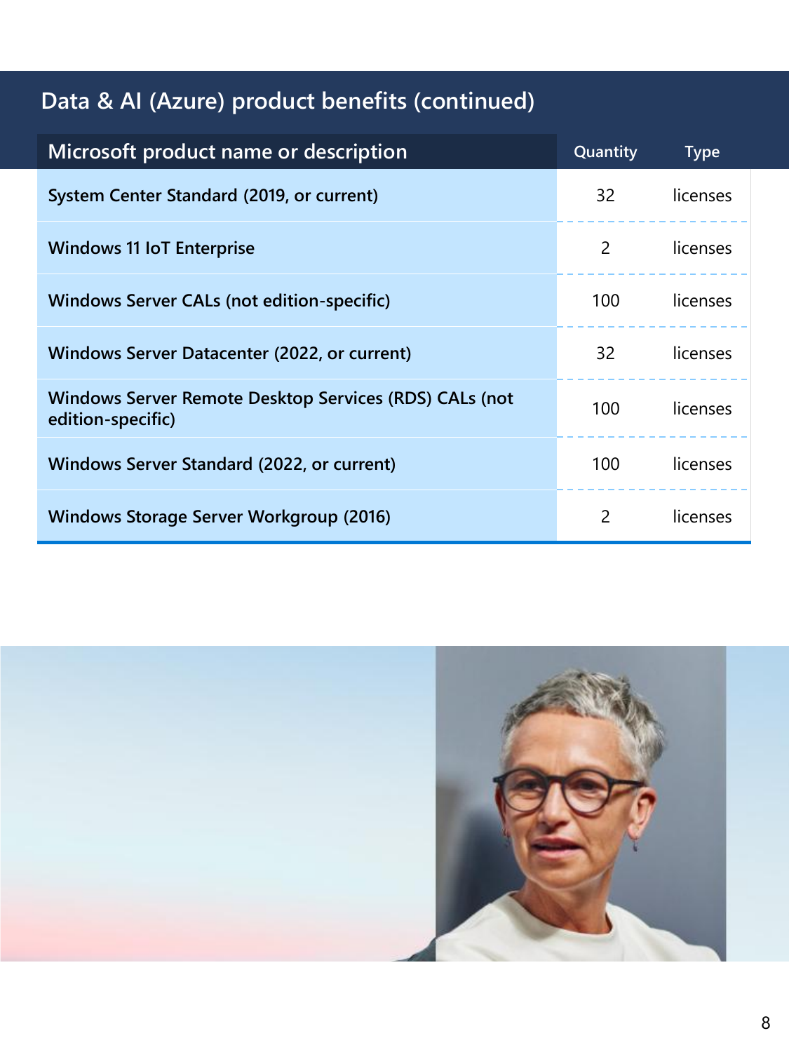## Data & AI (Azure) product benefits (continued)

| Microsoft product name or description | Quantity | Type |
|---|---|---|
| System Center Standard (2019, or current) | 32 | licenses |
| Windows 11 IoT Enterprise | 2 | licenses |
| Windows Server CALs (not edition-specific) | 100 | licenses |
| Windows Server Datacenter (2022, or current) | 32 | licenses |
| Windows Server Remote Desktop Services (RDS) CALs (not edition-specific) | 100 | licenses |
| Windows Server Standard (2022, or current) | 100 | licenses |
| Windows Storage Server Workgroup (2016) | 2 | licenses |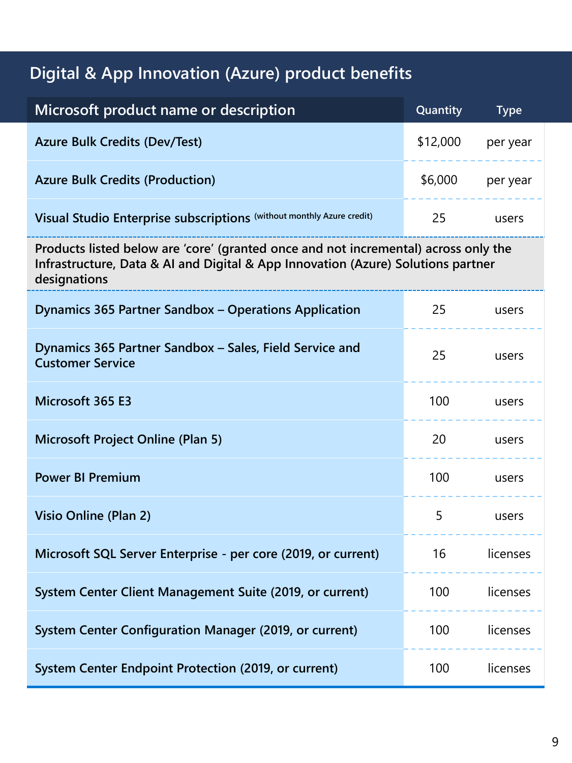## Digital & App Innovation (Azure) product benefits

| Microsoft product name or description | Quantity | Type |
| --- | --- | --- |
| **Azure Bulk Credits (Dev/Test)** | $12,000 | per year |
| **Azure Bulk Credits (Production)** | $6,000 | per year |
| **Visual Studio Enterprise subscriptions** (without monthly Azure credit) | 25 | users |
| **Products listed below are 'core' (granted once and not incremental) across only the Infrastructure, Data & AI and Digital & App Innovation (Azure) Solutions partner designations** | | |
| **Dynamics 365 Partner Sandbox – Operations Application** | 25 | users |
| **Dynamics 365 Partner Sandbox – Sales, Field Service and Customer Service** | 25 | users |
| **Microsoft 365 E3** | 100 | users |
| **Microsoft Project Online (Plan 5)** | 20 | users |
| **Power BI Premium** | 100 | users |
| **Visio Online (Plan 2)** | 5 | users |
| **Microsoft SQL Server Enterprise - per core (2019, or current)** | 16 | licenses |
| **System Center Client Management Suite (2019, or current)** | 100 | licenses |
| **System Center Configuration Manager (2019, or current)** | 100 | licenses |
| **System Center Endpoint Protection (2019, or current)** | 100 | licenses |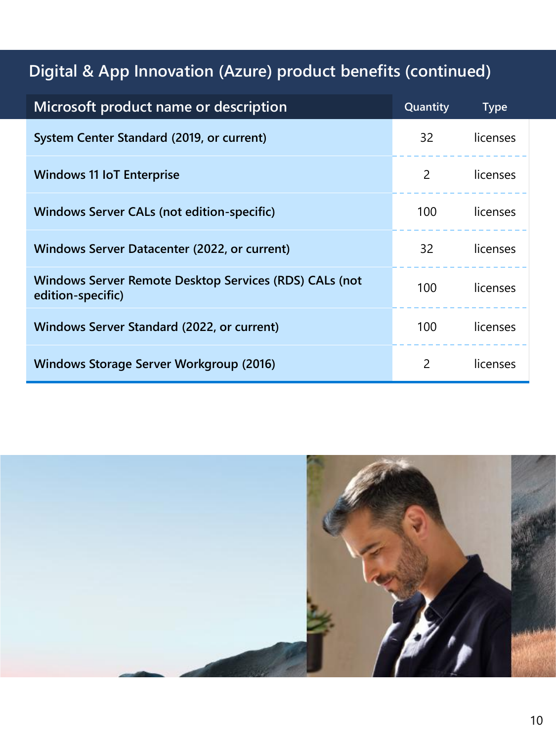## Digital & App Innovation (Azure) product benefits (continued)

| Microsoft product name or description | Quantity | Type |
| --- | --- | --- |
| System Center Standard (2019, or current) | 32 | licenses |
| Windows 11 IoT Enterprise | 2 | licenses |
| Windows Server CALs (not edition-specific) | 100 | licenses |
| Windows Server Datacenter (2022, or current) | 32 | licenses |
| Windows Server Remote Desktop Services (RDS) CALs (not edition-specific) | 100 | licenses |
| Windows Server Standard (2022, or current) | 100 | licenses |
| Windows Storage Server Workgroup (2016) | 2 | licenses |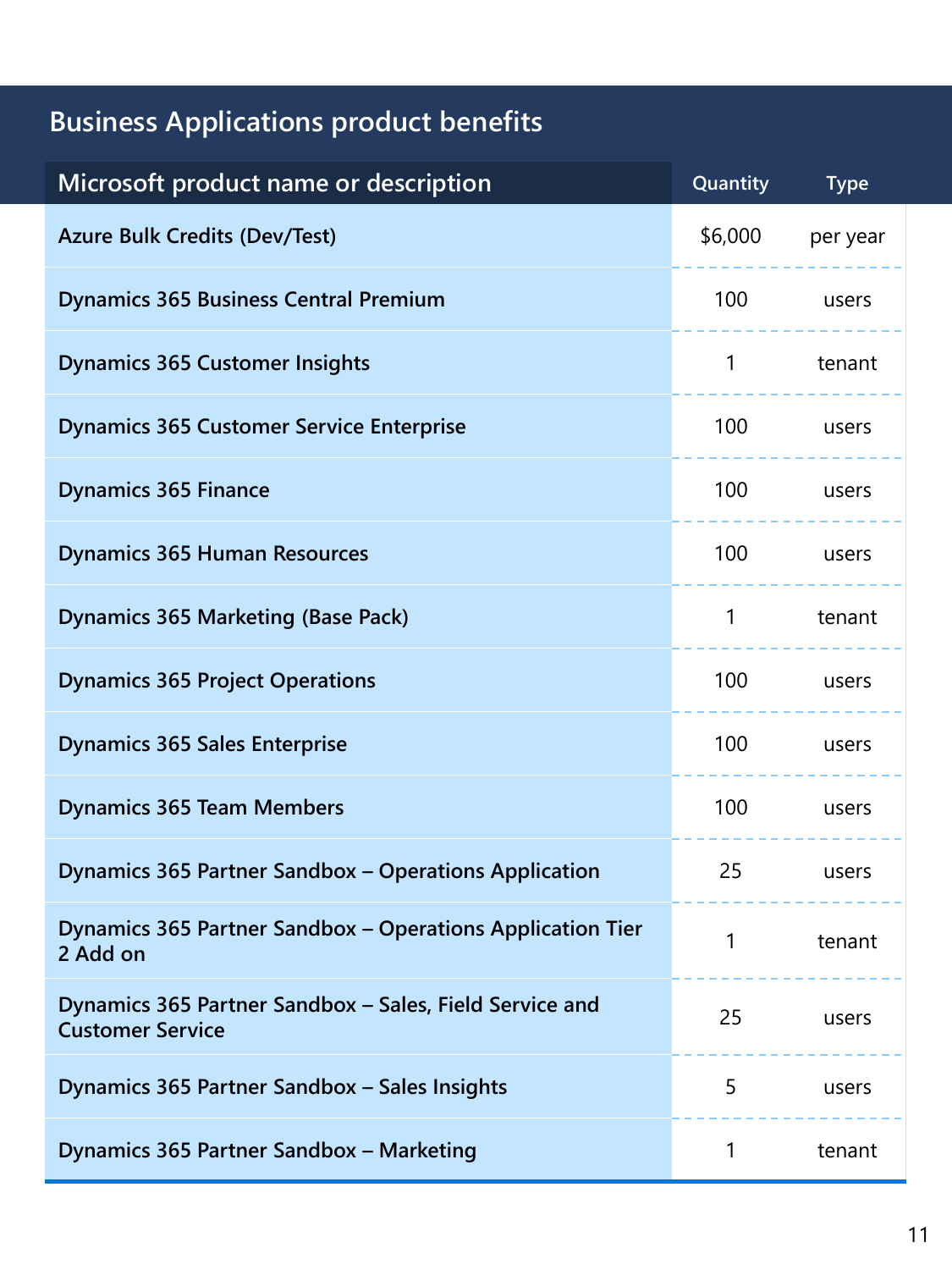## Business Applications product benefits

| Microsoft product name or description | Quantity | Type |
|---|---|---|
| Azure Bulk Credits (Dev/Test) | $6,000 | per year |
| Dynamics 365 Business Central Premium | 100 | users |
| Dynamics 365 Customer Insights | 1 | tenant |
| Dynamics 365 Customer Service Enterprise | 100 | users |
| Dynamics 365 Finance | 100 | users |
| Dynamics 365 Human Resources | 100 | users |
| Dynamics 365 Marketing (Base Pack) | 1 | tenant |
| Dynamics 365 Project Operations | 100 | users |
| Dynamics 365 Sales Enterprise | 100 | users |
| Dynamics 365 Team Members | 100 | users |
| Dynamics 365 Partner Sandbox – Operations Application | 25 | users |
| Dynamics 365 Partner Sandbox – Operations Application Tier 2 Add on | 1 | tenant |
| Dynamics 365 Partner Sandbox – Sales, Field Service and Customer Service | 25 | users |
| Dynamics 365 Partner Sandbox – Sales Insights | 5 | users |
| Dynamics 365 Partner Sandbox – Marketing | 1 | tenant |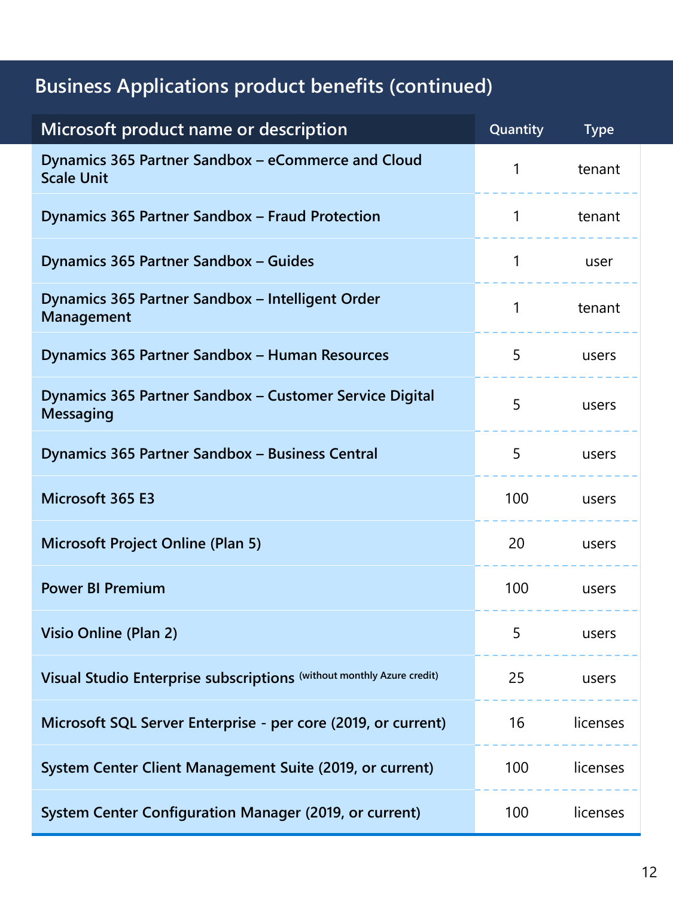## Business Applications product benefits (continued)

| Microsoft product name or description | Quantity | Type |
| --- | --- | --- |
| Dynamics 365 Partner Sandbox – eCommerce and Cloud Scale Unit | 1 | tenant |
| Dynamics 365 Partner Sandbox – Fraud Protection | 1 | tenant |
| Dynamics 365 Partner Sandbox – Guides | 1 | user |
| Dynamics 365 Partner Sandbox – Intelligent Order Management | 1 | tenant |
| Dynamics 365 Partner Sandbox – Human Resources | 5 | users |
| Dynamics 365 Partner Sandbox – Customer Service Digital Messaging | 5 | users |
| Dynamics 365 Partner Sandbox – Business Central | 5 | users |
| Microsoft 365 E3 | 100 | users |
| Microsoft Project Online (Plan 5) | 20 | users |
| Power BI Premium | 100 | users |
| Visio Online (Plan 2) | 5 | users |
| Visual Studio Enterprise subscriptions (without monthly Azure credit) | 25 | users |
| Microsoft SQL Server Enterprise - per core (2019, or current) | 16 | licenses |
| System Center Client Management Suite (2019, or current) | 100 | licenses |
| System Center Configuration Manager (2019, or current) | 100 | licenses |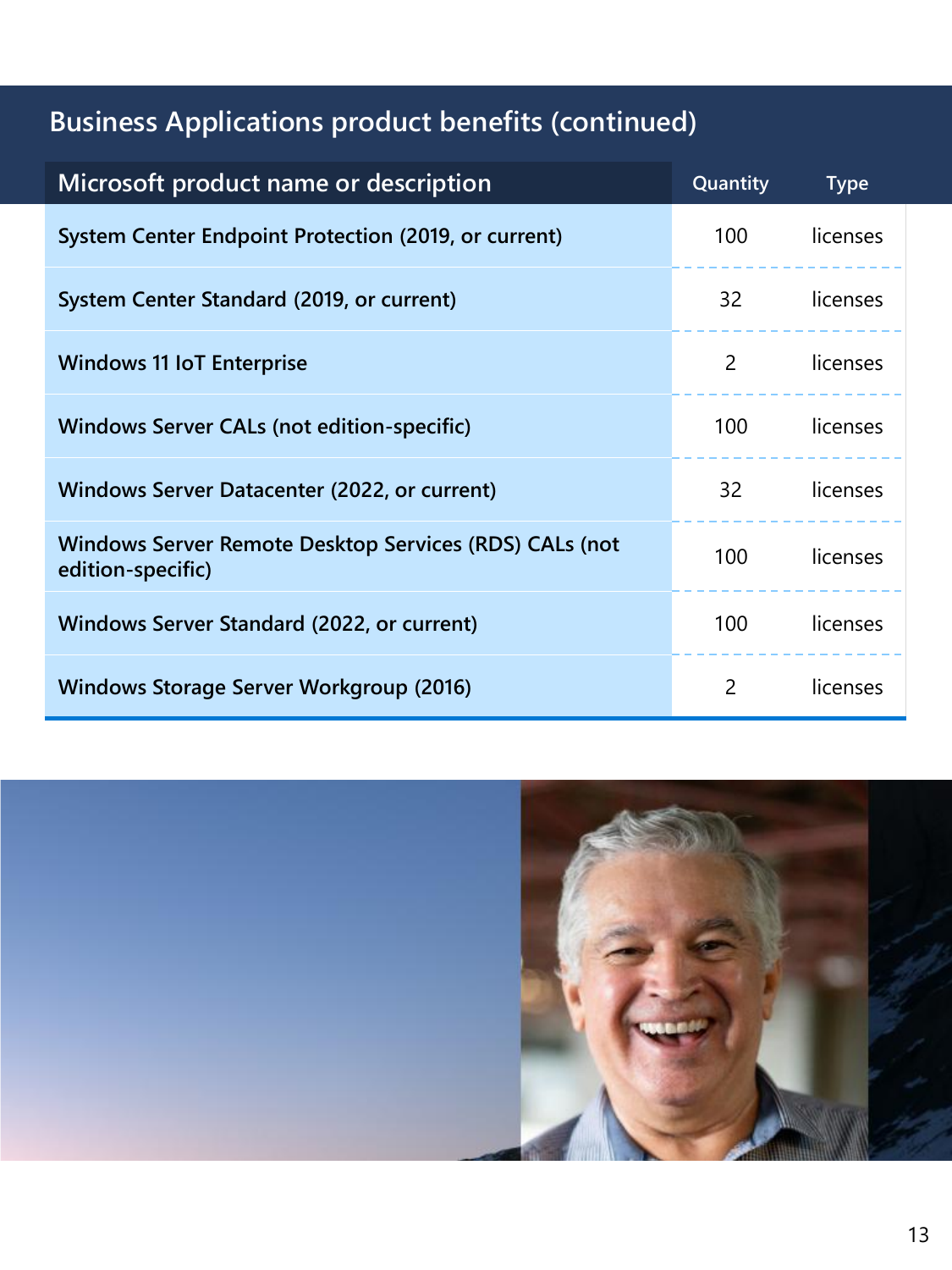## Business Applications product benefits (continued)

| Microsoft product name or description | Quantity | Type |
| --- | --- | --- |
| System Center Endpoint Protection (2019, or current) | 100 | licenses |
| System Center Standard (2019, or current) | 32 | licenses |
| Windows 11 IoT Enterprise | 2 | licenses |
| Windows Server CALs (not edition-specific) | 100 | licenses |
| Windows Server Datacenter (2022, or current) | 32 | licenses |
| Windows Server Remote Desktop Services (RDS) CALs (not edition-specific) | 100 | licenses |
| Windows Server Standard (2022, or current) | 100 | licenses |
| Windows Storage Server Workgroup (2016) | 2 | licenses |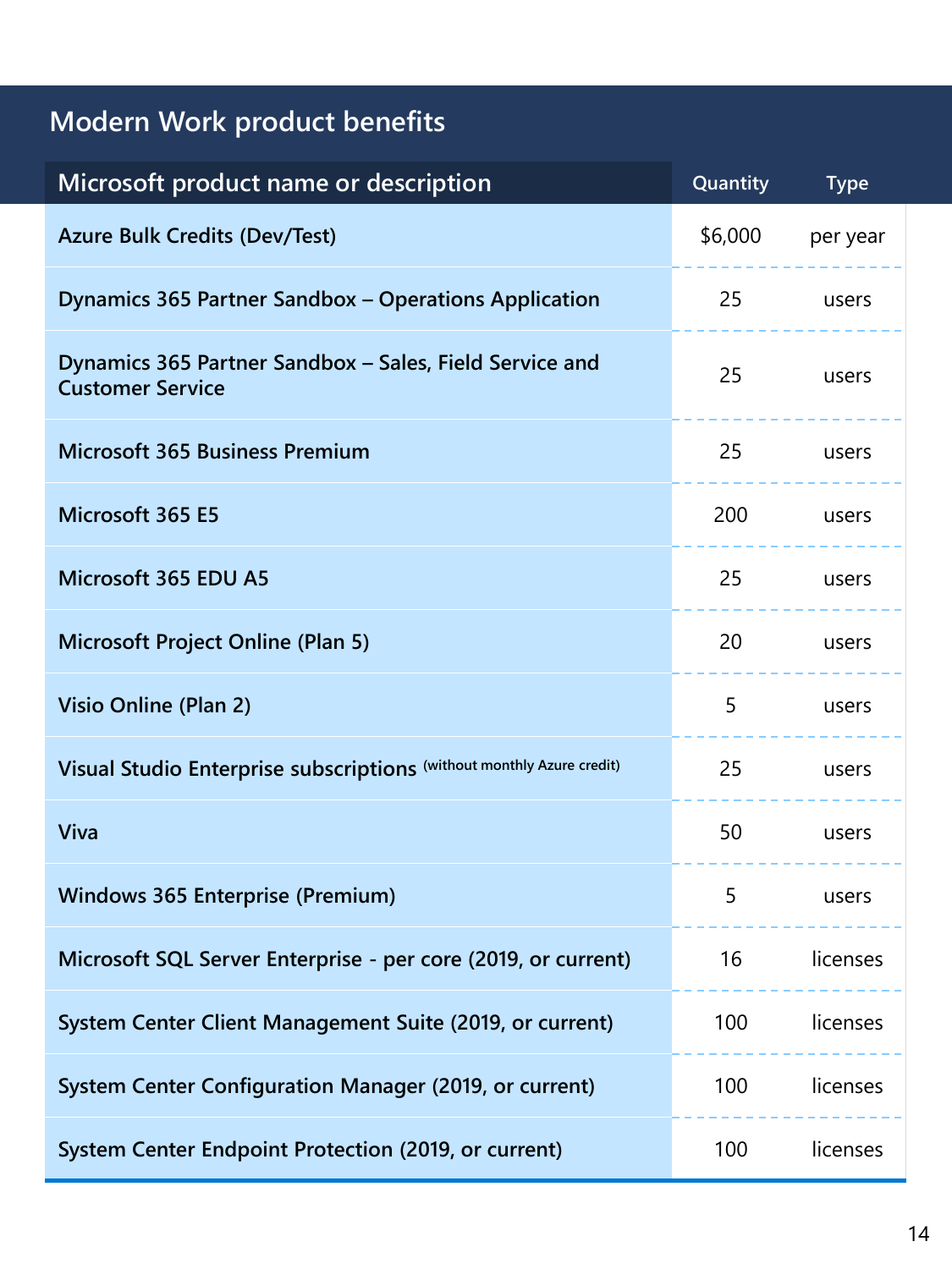## Modern Work product benefits

| Microsoft product name or description | Quantity | Type |
|---|---|---|
| **Azure Bulk Credits (Dev/Test)** | $6,000 | per year |
| **Dynamics 365 Partner Sandbox – Operations Application** | 25 | users |
| **Dynamics 365 Partner Sandbox – Sales, Field Service and Customer Service** | 25 | users |
| **Microsoft 365 Business Premium** | 25 | users |
| **Microsoft 365 E5** | 200 | users |
| **Microsoft 365 EDU A5** | 25 | users |
| **Microsoft Project Online (Plan 5)** | 20 | users |
| **Visio Online (Plan 2)** | 5 | users |
| **Visual Studio Enterprise subscriptions** (without monthly Azure credit) | 25 | users |
| **Viva** | 50 | users |
| **Windows 365 Enterprise (Premium)** | 5 | users |
| **Microsoft SQL Server Enterprise - per core (2019, or current)** | 16 | licenses |
| **System Center Client Management Suite (2019, or current)** | 100 | licenses |
| **System Center Configuration Manager (2019, or current)** | 100 | licenses |
| **System Center Endpoint Protection (2019, or current)** | 100 | licenses |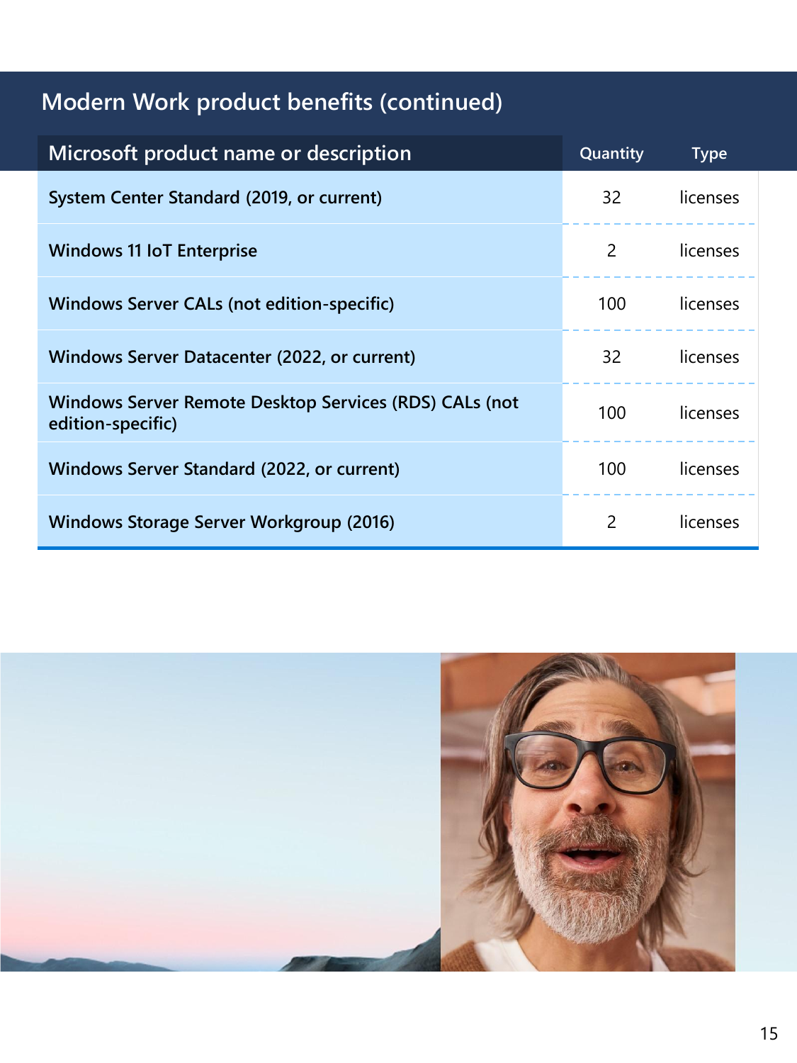## Modern Work product benefits (continued)

| Microsoft product name or description | Quantity | Type |
|---|---|---|
| System Center Standard (2019, or current) | 32 | licenses |
| Windows 11 IoT Enterprise | 2 | licenses |
| Windows Server CALs (not edition-specific) | 100 | licenses |
| Windows Server Datacenter (2022, or current) | 32 | licenses |
| Windows Server Remote Desktop Services (RDS) CALs (not edition-specific) | 100 | licenses |
| Windows Server Standard (2022, or current) | 100 | licenses |
| Windows Storage Server Workgroup (2016) | 2 | licenses |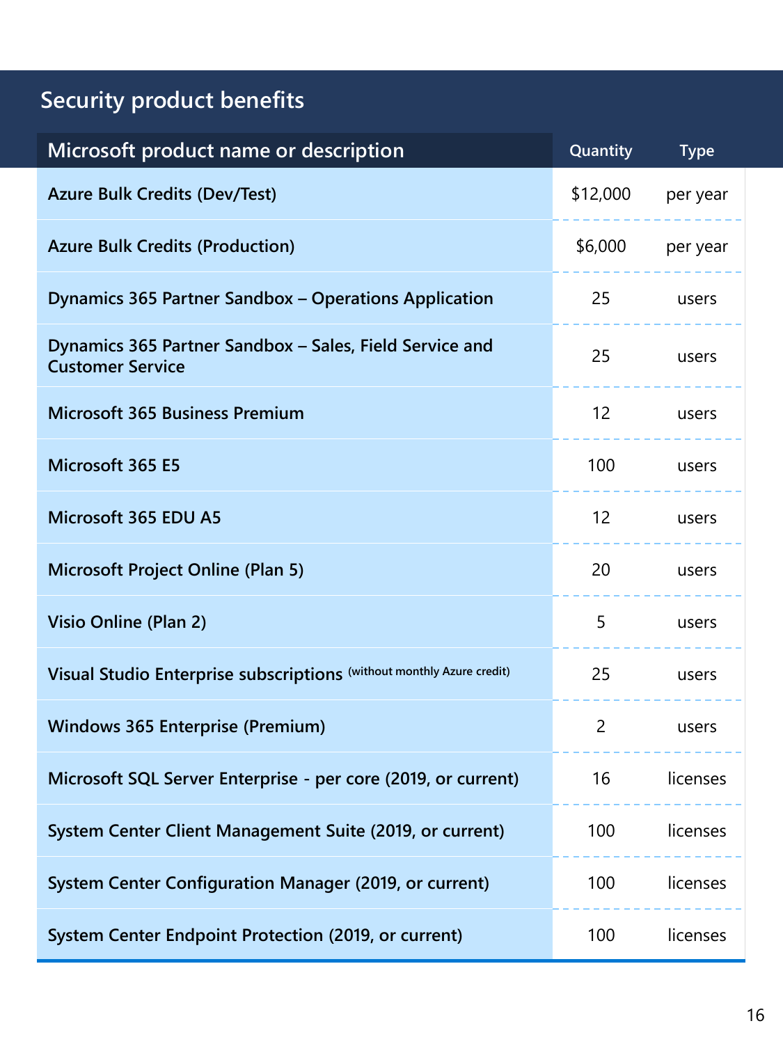## Security product benefits

| Microsoft product name or description | Quantity | Type |
|---|---|---|
| Azure Bulk Credits (Dev/Test) | $12,000 | per year |
| Azure Bulk Credits (Production) | $6,000 | per year |
| Dynamics 365 Partner Sandbox – Operations Application | 25 | users |
| Dynamics 365 Partner Sandbox – Sales, Field Service and Customer Service | 25 | users |
| Microsoft 365 Business Premium | 12 | users |
| Microsoft 365 E5 | 100 | users |
| Microsoft 365 EDU A5 | 12 | users |
| Microsoft Project Online (Plan 5) | 20 | users |
| Visio Online (Plan 2) | 5 | users |
| Visual Studio Enterprise subscriptions (without monthly Azure credit) | 25 | users |
| Windows 365 Enterprise (Premium) | 2 | users |
| Microsoft SQL Server Enterprise - per core (2019, or current) | 16 | licenses |
| System Center Client Management Suite (2019, or current) | 100 | licenses |
| System Center Configuration Manager (2019, or current) | 100 | licenses |
| System Center Endpoint Protection (2019, or current) | 100 | licenses |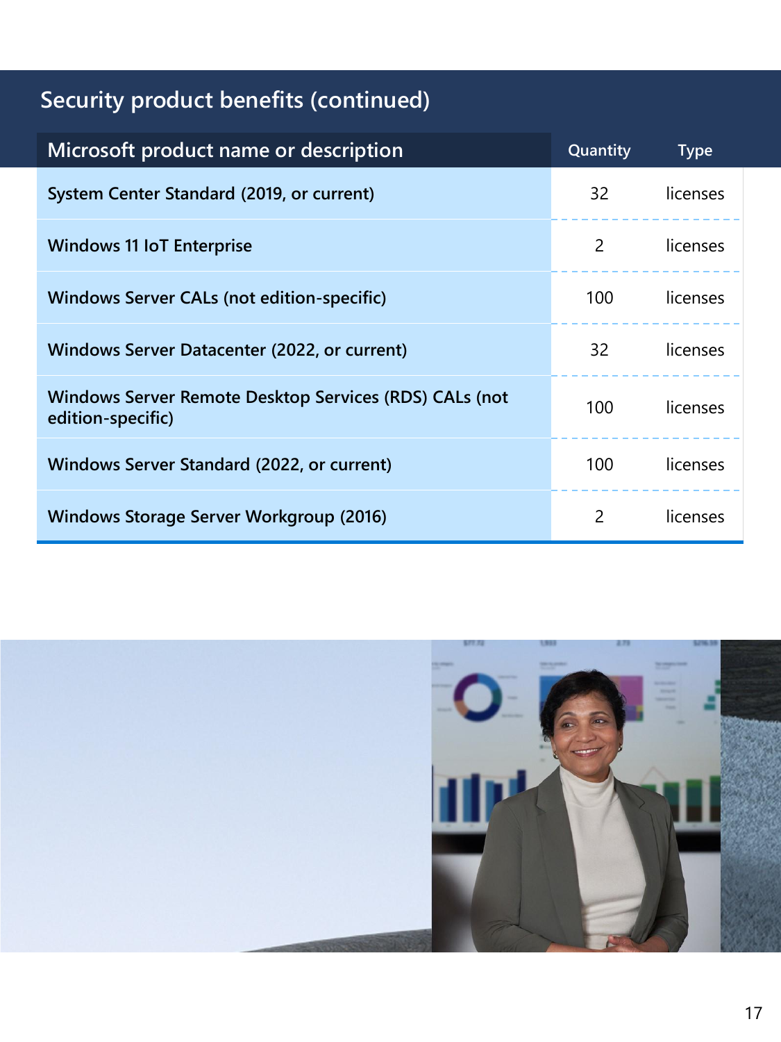## Security product benefits (continued)

| Microsoft product name or description | Quantity | Type |
|---|---|---|
| System Center Standard (2019, or current) | 32 | licenses |
| Windows 11 IoT Enterprise | 2 | licenses |
| Windows Server CALs (not edition-specific) | 100 | licenses |
| Windows Server Datacenter (2022, or current) | 32 | licenses |
| Windows Server Remote Desktop Services (RDS) CALs (not edition-specific) | 100 | licenses |
| Windows Server Standard (2022, or current) | 100 | licenses |
| Windows Storage Server Workgroup (2016) | 2 | licenses |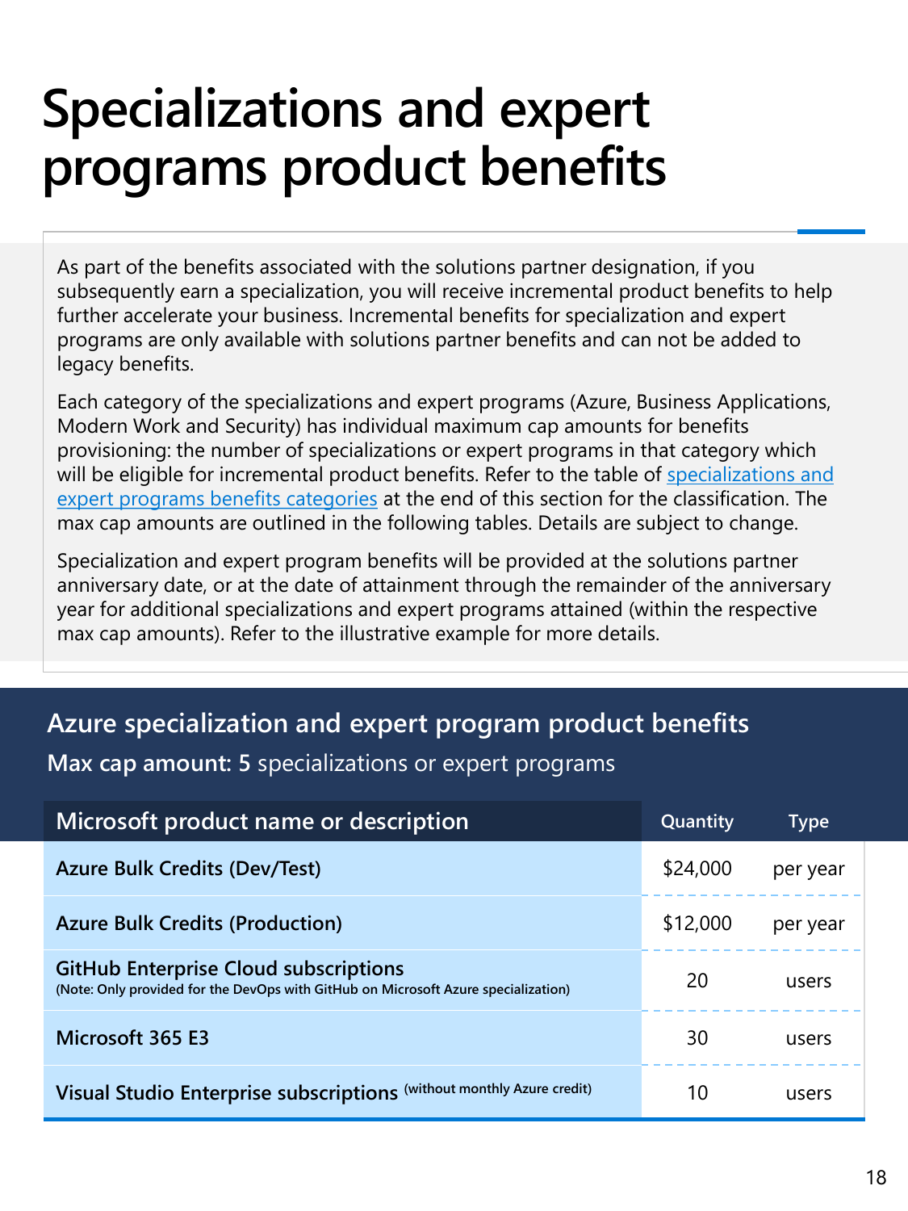# Specializations and expert programs product benefits

As part of the benefits associated with the solutions partner designation, if you subsequently earn a specialization, you will receive incremental product benefits to help further accelerate your business. Incremental benefits for specialization and expert programs are only available with solutions partner benefits and can not be added to legacy benefits.

Each category of the specializations and expert programs (Azure, Business Applications, Modern Work and Security) has individual maximum cap amounts for benefits provisioning: the number of specializations or expert programs in that category which will be eligible for incremental product benefits. Refer to the table of specializations and expert programs benefits categories at the end of this section for the classification. The max cap amounts are outlined in the following tables. Details are subject to change.

Specialization and expert program benefits will be provided at the solutions partner anniversary date, or at the date of attainment through the remainder of the anniversary year for additional specializations and expert programs attained (within the respective max cap amounts). Refer to the illustrative example for more details.

## Azure specialization and expert program product benefits

**Max cap amount: 5** specializations or expert programs

| Microsoft product name or description | Quantity | Type |
| --- | --- | --- |
| **Azure Bulk Credits (Dev/Test)** | $24,000 | per year |
| **Azure Bulk Credits (Production)** | $12,000 | per year |
| **GitHub Enterprise Cloud subscriptions** (Note: Only provided for the DevOps with GitHub on Microsoft Azure specialization) | 20 | users |
| **Microsoft 365 E3** | 30 | users |
| **Visual Studio Enterprise subscriptions** (without monthly Azure credit) | 10 | users |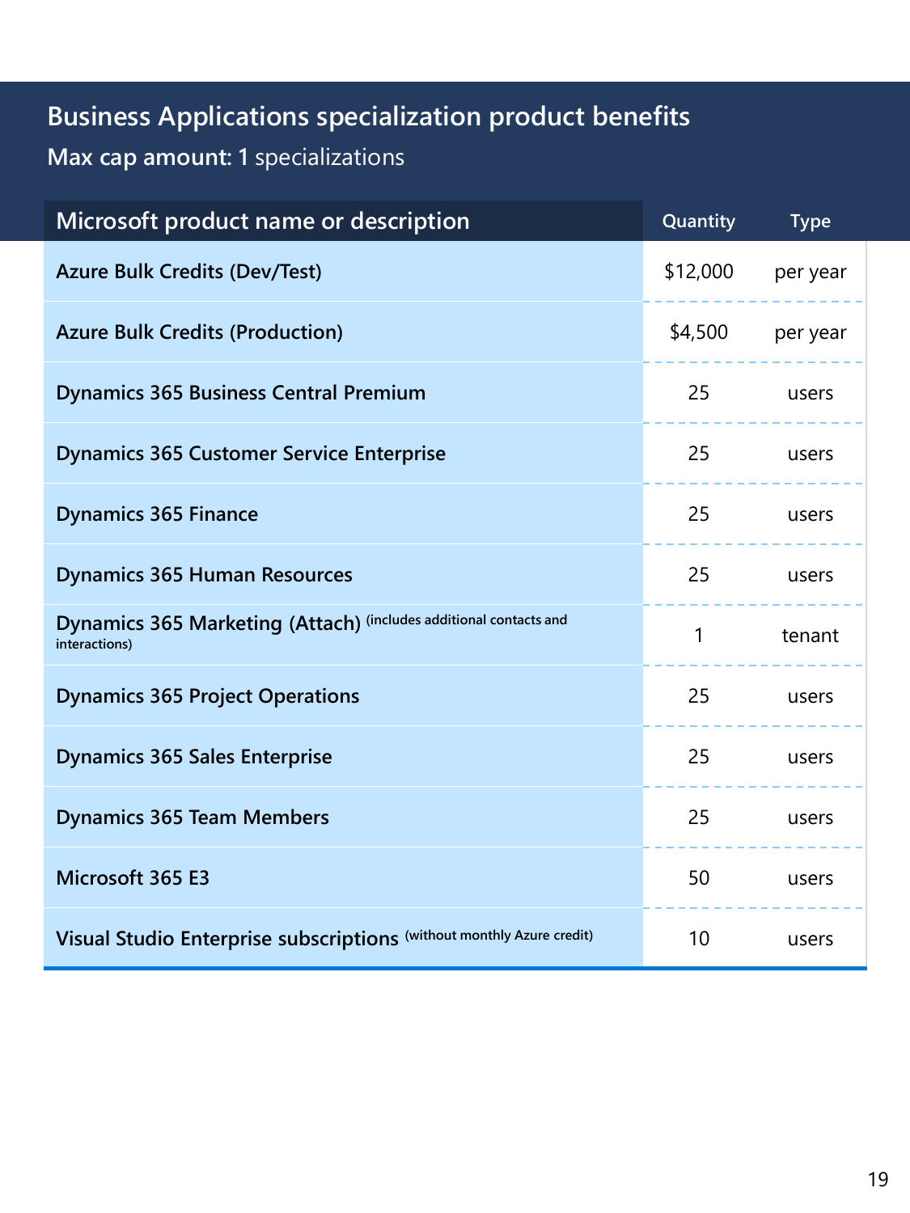## Business Applications specialization product benefits

**Max cap amount: 1** specializations

| Microsoft product name or description | Quantity | Type |
|---|---|---|
| **Azure Bulk Credits (Dev/Test)** | $12,000 | per year |
| **Azure Bulk Credits (Production)** | $4,500 | per year |
| **Dynamics 365 Business Central Premium** | 25 | users |
| **Dynamics 365 Customer Service Enterprise** | 25 | users |
| **Dynamics 365 Finance** | 25 | users |
| **Dynamics 365 Human Resources** | 25 | users |
| **Dynamics 365 Marketing (Attach)** (includes additional contacts and interactions) | 1 | tenant |
| **Dynamics 365 Project Operations** | 25 | users |
| **Dynamics 365 Sales Enterprise** | 25 | users |
| **Dynamics 365 Team Members** | 25 | users |
| **Microsoft 365 E3** | 50 | users |
| **Visual Studio Enterprise subscriptions** (without monthly Azure credit) | 10 | users |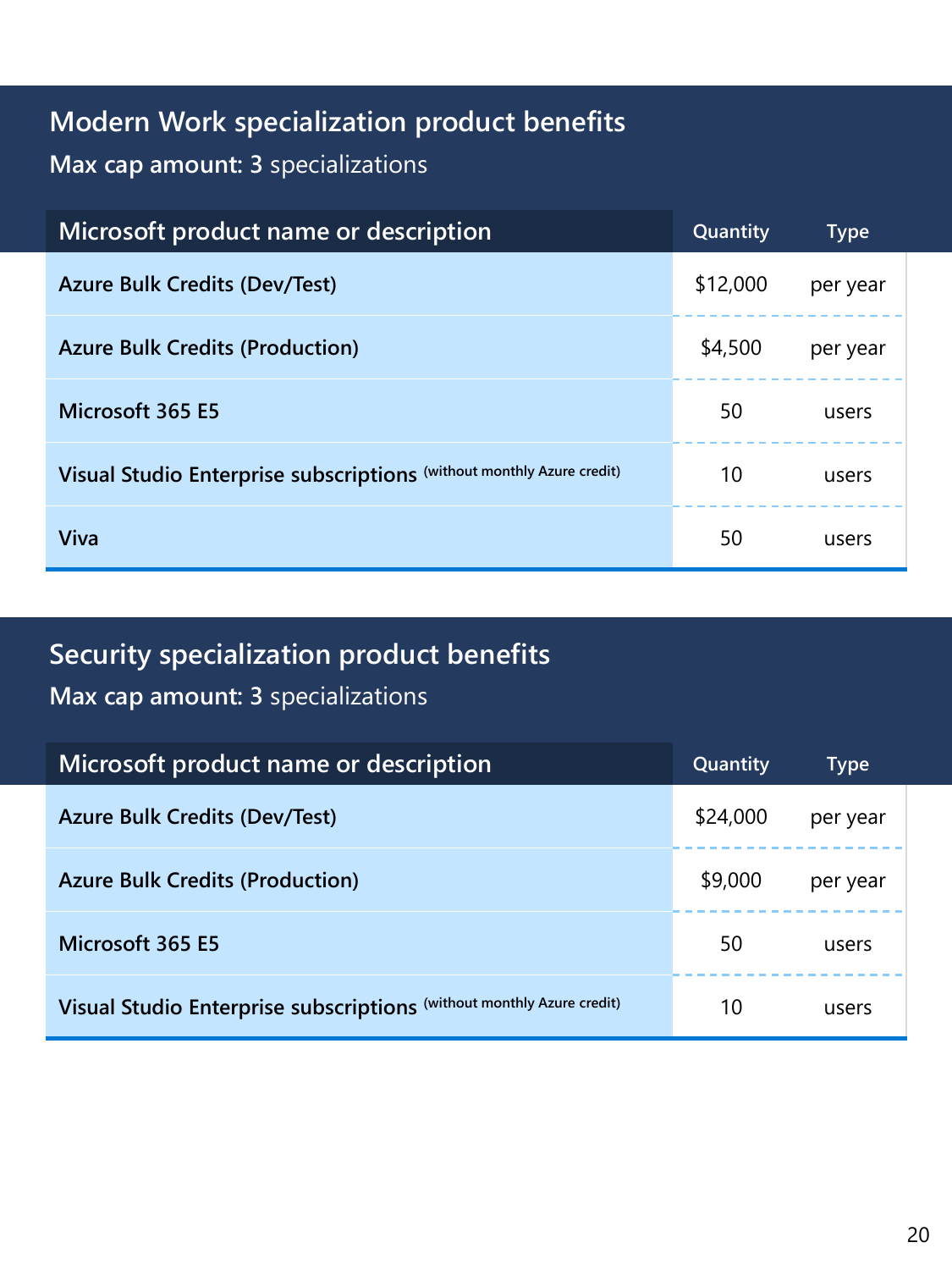## Modern Work specialization product benefits

**Max cap amount:** 3 specializations

| Microsoft product name or description | Quantity | Type |
|---|---|---|
| **Azure Bulk Credits (Dev/Test)** | $12,000 | per year |
| **Azure Bulk Credits (Production)** | $4,500 | per year |
| **Microsoft 365 E5** | 50 | users |
| **Visual Studio Enterprise subscriptions** (without monthly Azure credit) | 10 | users |
| **Viva** | 50 | users |

## Security specialization product benefits

**Max cap amount:** 3 specializations

| Microsoft product name or description | Quantity | Type |
|---|---|---|
| **Azure Bulk Credits (Dev/Test)** | $24,000 | per year |
| **Azure Bulk Credits (Production)** | $9,000 | per year |
| **Microsoft 365 E5** | 50 | users |
| **Visual Studio Enterprise subscriptions** (without monthly Azure credit) | 10 | users |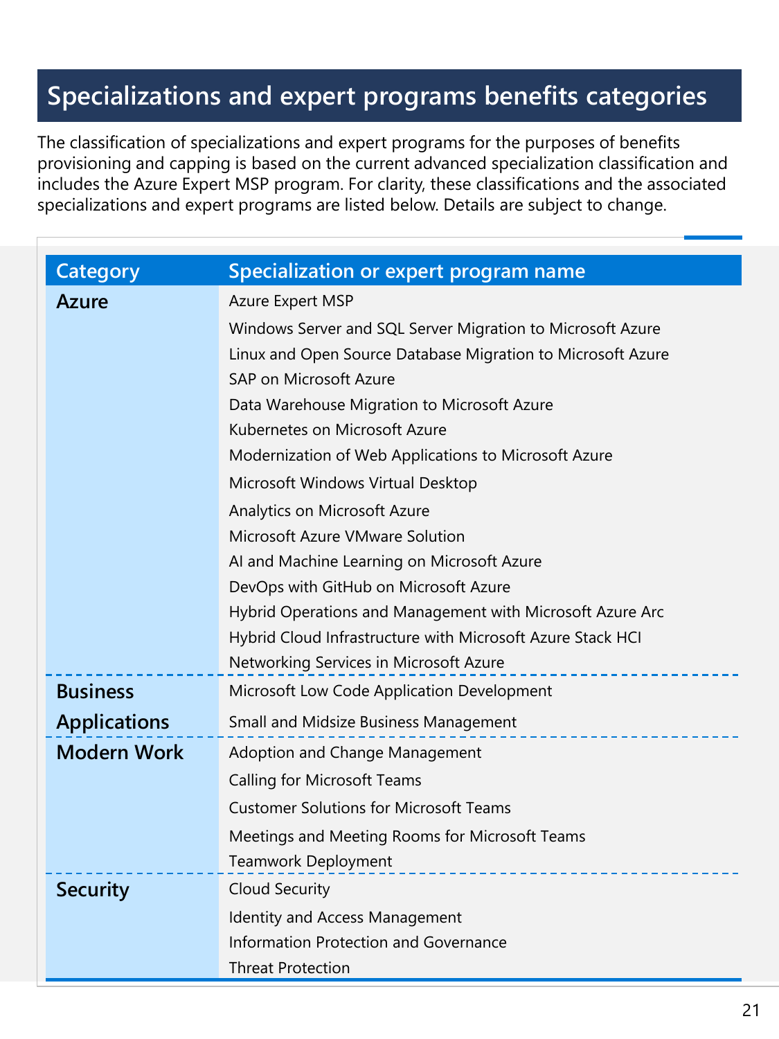# Specializations and expert programs benefits categories

The classification of specializations and expert programs for the purposes of benefits provisioning and capping is based on the current advanced specialization classification and includes the Azure Expert MSP program. For clarity, these classifications and the associated specializations and expert programs are listed below. Details are subject to change.

| Category | Specialization or expert program name |
|---|---|
| **Azure** | Azure Expert MSP |
| | Windows Server and SQL Server Migration to Microsoft Azure |
| | Linux and Open Source Database Migration to Microsoft Azure |
| | SAP on Microsoft Azure |
| | Data Warehouse Migration to Microsoft Azure |
| | Kubernetes on Microsoft Azure |
| | Modernization of Web Applications to Microsoft Azure |
| | Microsoft Windows Virtual Desktop |
| | Analytics on Microsoft Azure |
| | Microsoft Azure VMware Solution |
| | AI and Machine Learning on Microsoft Azure |
| | DevOps with GitHub on Microsoft Azure |
| | Hybrid Operations and Management with Microsoft Azure Arc |
| | Hybrid Cloud Infrastructure with Microsoft Azure Stack HCI |
| | Networking Services in Microsoft Azure |
| **Business Applications** | Microsoft Low Code Application Development |
| | Small and Midsize Business Management |
| **Modern Work** | Adoption and Change Management |
| | Calling for Microsoft Teams |
| | Customer Solutions for Microsoft Teams |
| | Meetings and Meeting Rooms for Microsoft Teams |
| | Teamwork Deployment |
| **Security** | Cloud Security |
| | Identity and Access Management |
| | Information Protection and Governance |
| | Threat Protection |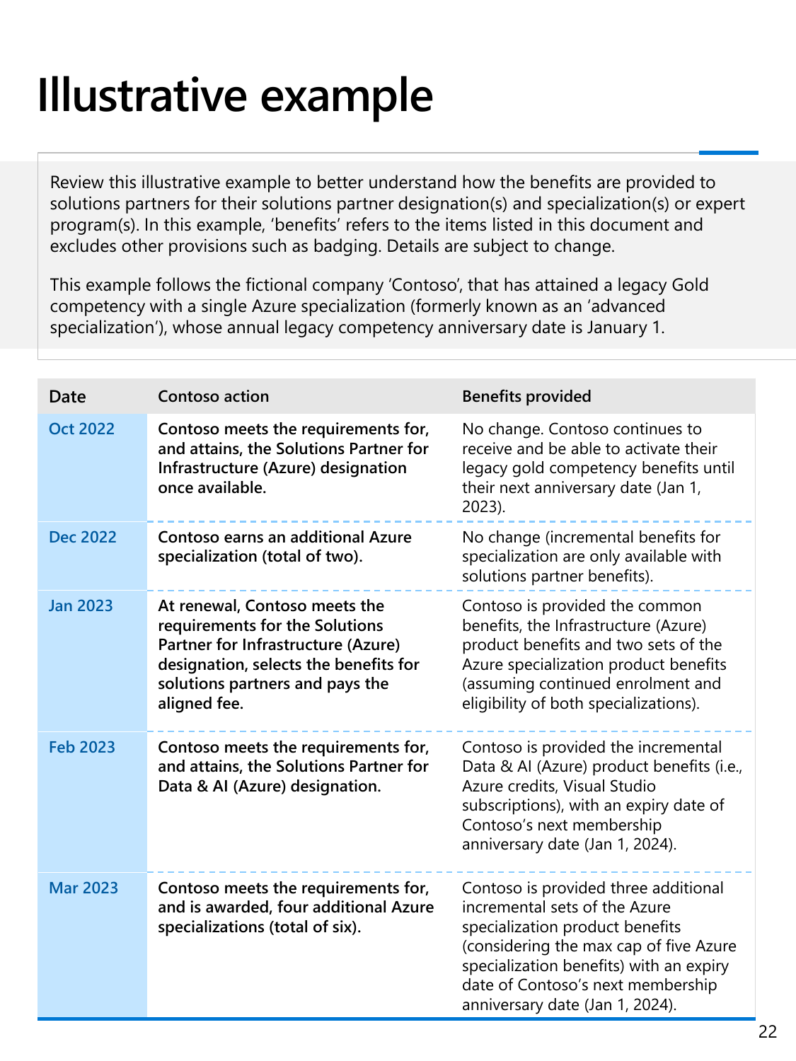# Illustrative example

Review this illustrative example to better understand how the benefits are provided to solutions partners for their solutions partner designation(s) and specialization(s) or expert program(s). In this example, 'benefits' refers to the items listed in this document and excludes other provisions such as badging. Details are subject to change.

This example follows the fictional company 'Contoso', that has attained a legacy Gold competency with a single Azure specialization (formerly known as an 'advanced specialization'), whose annual legacy competency anniversary date is January 1.

| Date | Contoso action | Benefits provided |
|---|---|---|
| Oct 2022 | **Contoso meets the requirements for, and attains, the Solutions Partner for Infrastructure (Azure) designation once available.** | No change. Contoso continues to receive and be able to activate their legacy gold competency benefits until their next anniversary date (Jan 1, 2023). |
| Dec 2022 | **Contoso earns an additional Azure specialization (total of two).** | No change (incremental benefits for specialization are only available with solutions partner benefits). |
| Jan 2023 | **At renewal, Contoso meets the requirements for the Solutions Partner for Infrastructure (Azure) designation, selects the benefits for solutions partners and pays the aligned fee.** | Contoso is provided the common benefits, the Infrastructure (Azure) product benefits and two sets of the Azure specialization product benefits (assuming continued enrolment and eligibility of both specializations). |
| Feb 2023 | **Contoso meets the requirements for, and attains, the Solutions Partner for Data & AI (Azure) designation.** | Contoso is provided the incremental Data & AI (Azure) product benefits (i.e., Azure credits, Visual Studio subscriptions), with an expiry date of Contoso's next membership anniversary date (Jan 1, 2024). |
| Mar 2023 | **Contoso meets the requirements for, and is awarded, four additional Azure specializations (total of six).** | Contoso is provided three additional incremental sets of the Azure specialization product benefits (considering the max cap of five Azure specialization benefits) with an expiry date of Contoso's next membership anniversary date (Jan 1, 2024). |